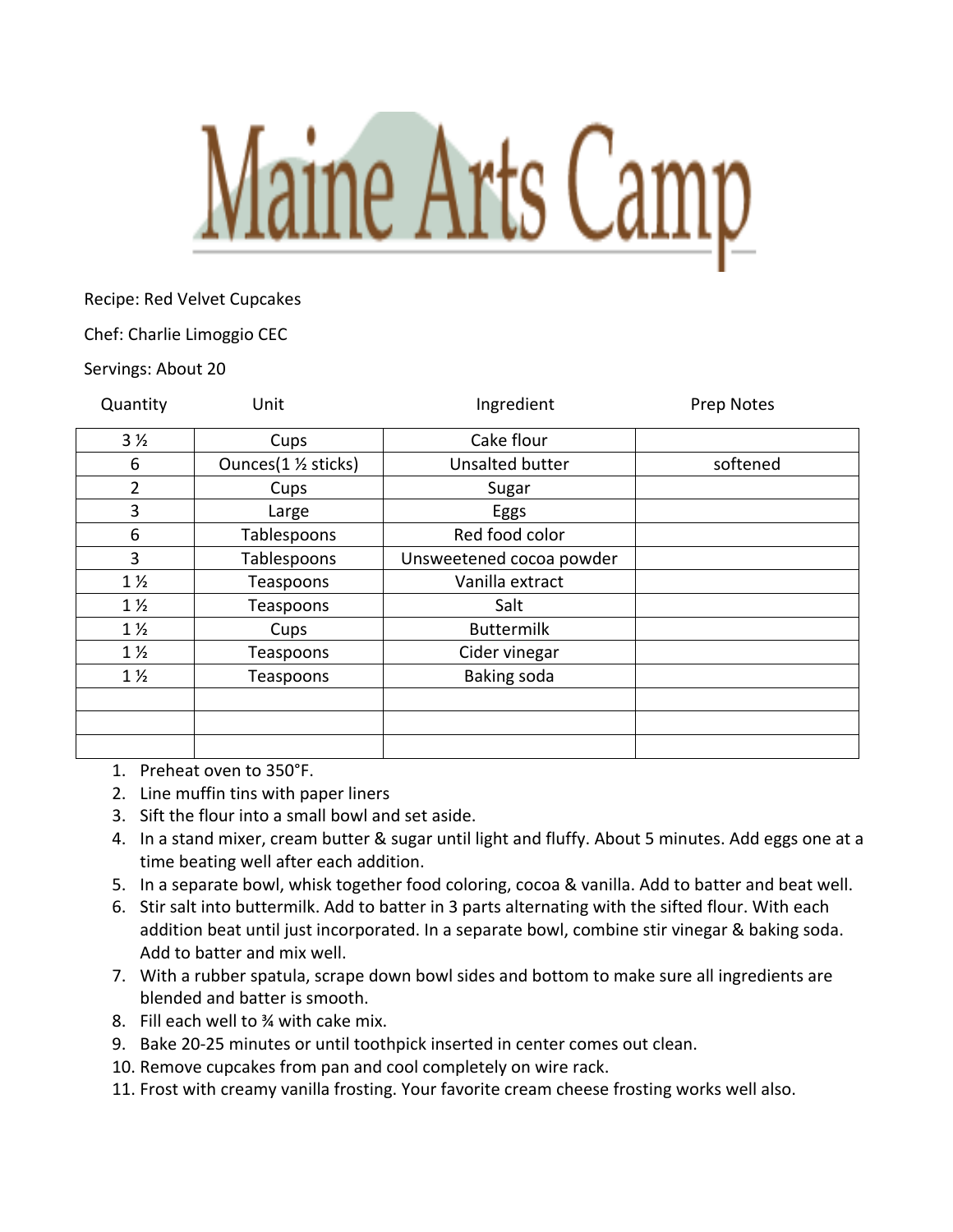# Maine Arts Camp

Recipe: Red Velvet Cupcakes

Chef: Charlie Limoggio CEC

Servings: About 20

| Quantity | Unit | Ingredient | Prep Notes |
|---|---|---|---|
| 3 ½ | Cups | Cake flour | |
| 6 | Ounces(1 ½ sticks) | Unsalted butter | softened |
| 2 | Cups | Sugar | |
| 3 | Large | Eggs | |
| 6 | Tablespoons | Red food color | |
| 3 | Tablespoons | Unsweetened cocoa powder | |
| 1 ½ | Teaspoons | Vanilla extract | |
| 1 ½ | Teaspoons | Salt | |
| 1 ½ | Cups | Buttermilk | |
| 1 ½ | Teaspoons | Cider vinegar | |
| 1 ½ | Teaspoons | Baking soda | |
| | | | |
| | | | |
| | | | |

1. Preheat oven to 350°F.
2. Line muffin tins with paper liners
3. Sift the flour into a small bowl and set aside.
4. In a stand mixer, cream butter & sugar until light and fluffy. About 5 minutes. Add eggs one at a time beating well after each addition.
5. In a separate bowl, whisk together food coloring, cocoa & vanilla. Add to batter and beat well.
6. Stir salt into buttermilk. Add to batter in 3 parts alternating with the sifted flour. With each addition beat until just incorporated. In a separate bowl, combine stir vinegar & baking soda. Add to batter and mix well.
7. With a rubber spatula, scrape down bowl sides and bottom to make sure all ingredients are blended and batter is smooth.
8. Fill each well to ¾ with cake mix.
9. Bake 20-25 minutes or until toothpick inserted in center comes out clean.
10. Remove cupcakes from pan and cool completely on wire rack.
11. Frost with creamy vanilla frosting. Your favorite cream cheese frosting works well also.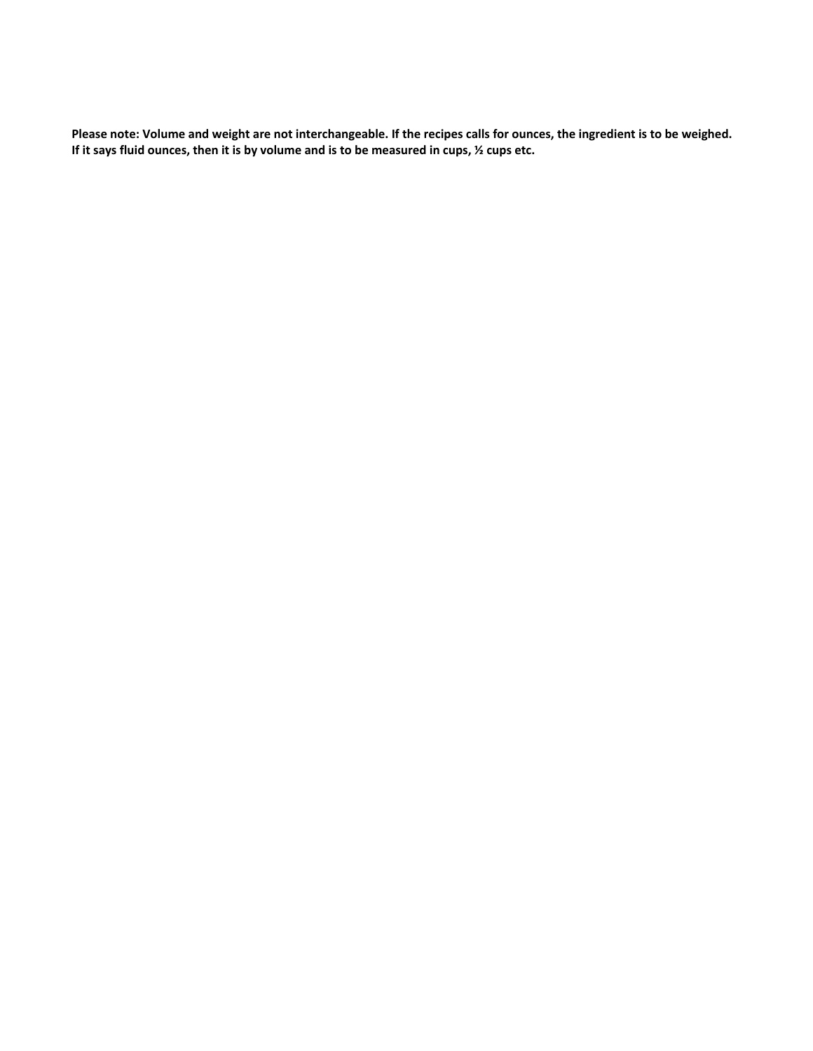**Please note: Volume and weight are not interchangeable. If the recipes calls for ounces, the ingredient is to be weighed. If it says fluid ounces, then it is by volume and is to be measured in cups, ½ cups etc.**